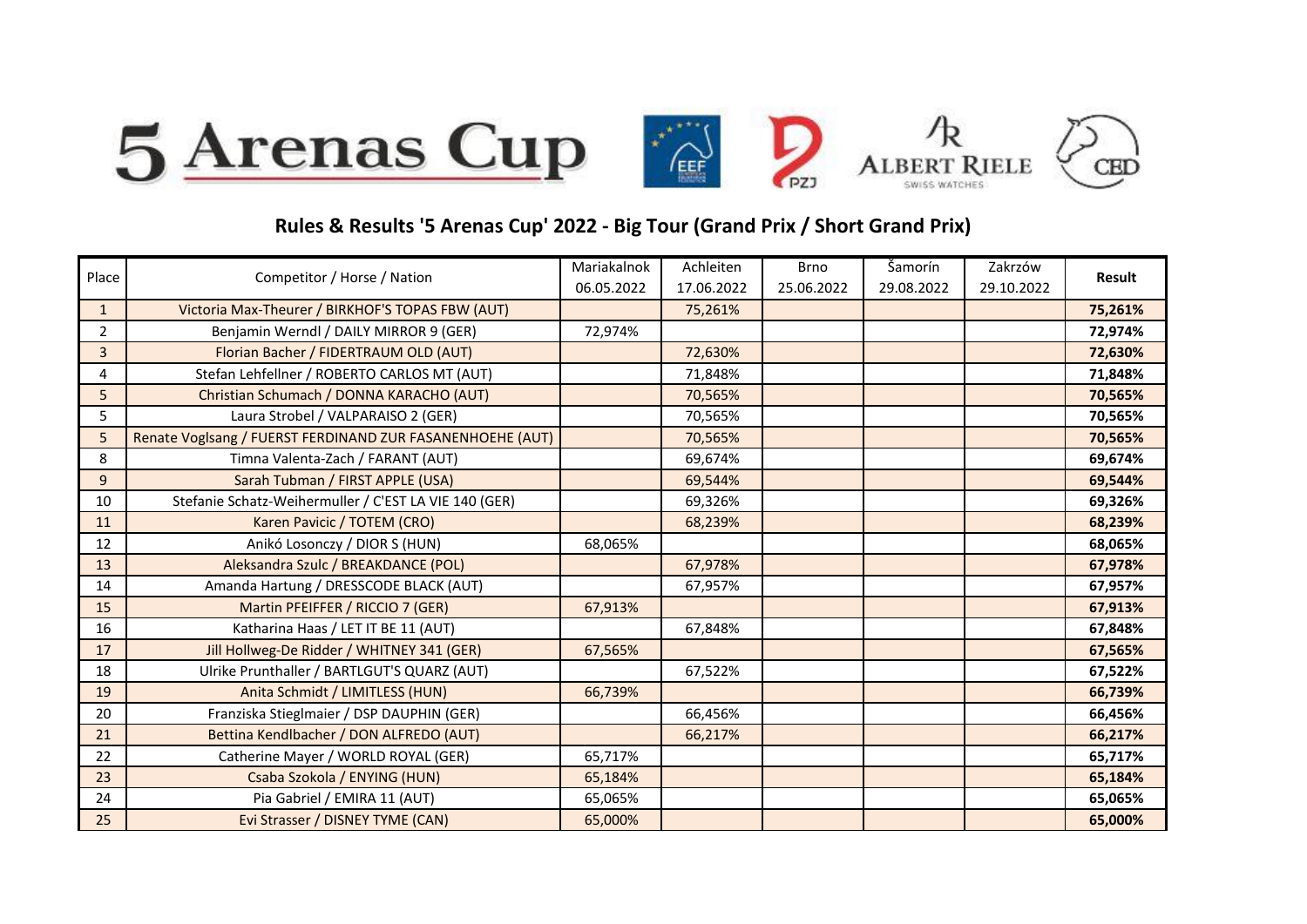# 5 Arenas Cup

## Rules & Results '5 Arenas Cup' 2022 - Big Tour (Grand Prix / Short Grand Prix)

| Place | Competitor / Horse / Nation | Mariakalnok 06.05.2022 | Achleiten 17.06.2022 | Brno 25.06.2022 | Šamorín 29.08.2022 | Zakrzów 29.10.2022 | Result |
|---|---|---|---|---|---|---|---|
| 1 | Victoria Max-Theurer / BIRKHOF'S TOPAS FBW (AUT) | | 75,261% | | | | **75,261%** |
| 2 | Benjamin Werndl / DAILY MIRROR 9 (GER) | 72,974% | | | | | **72,974%** |
| 3 | Florian Bacher / FIDERTRAUM OLD (AUT) | | 72,630% | | | | **72,630%** |
| 4 | Stefan Lehfellner / ROBERTO CARLOS MT (AUT) | | 71,848% | | | | **71,848%** |
| 5 | Christian Schumach / DONNA KARACHO (AUT) | | 70,565% | | | | **70,565%** |
| 5 | Laura Strobel / VALPARAISO 2 (GER) | | 70,565% | | | | **70,565%** |
| 5 | Renate Voglsang / FUERST FERDINAND ZUR FASANENHOEHE (AUT) | | 70,565% | | | | **70,565%** |
| 8 | Timna Valenta-Zach / FARANT (AUT) | | 69,674% | | | | **69,674%** |
| 9 | Sarah Tubman / FIRST APPLE (USA) | | 69,544% | | | | **69,544%** |
| 10 | Stefanie Schatz-Weihermuller / C'EST LA VIE 140 (GER) | | 69,326% | | | | **69,326%** |
| 11 | Karen Pavicic / TOTEM (CRO) | | 68,239% | | | | **68,239%** |
| 12 | Anikó Losonczy / DIOR S (HUN) | 68,065% | | | | | **68,065%** |
| 13 | Aleksandra Szulc / BREAKDANCE (POL) | | 67,978% | | | | **67,978%** |
| 14 | Amanda Hartung / DRESSCODE BLACK (AUT) | | 67,957% | | | | **67,957%** |
| 15 | Martin PFEIFFER / RICCIO 7 (GER) | 67,913% | | | | | **67,913%** |
| 16 | Katharina Haas / LET IT BE 11 (AUT) | | 67,848% | | | | **67,848%** |
| 17 | Jill Hollweg-De Ridder / WHITNEY 341 (GER) | 67,565% | | | | | **67,565%** |
| 18 | Ulrike Prunthaller / BARTLGUT'S QUARZ (AUT) | | 67,522% | | | | **67,522%** |
| 19 | Anita Schmidt / LIMITLESS (HUN) | 66,739% | | | | | **66,739%** |
| 20 | Franziska Stieglmaier / DSP DAUPHIN (GER) | | 66,456% | | | | **66,456%** |
| 21 | Bettina Kendlbacher / DON ALFREDO (AUT) | | 66,217% | | | | **66,217%** |
| 22 | Catherine Mayer / WORLD ROYAL (GER) | 65,717% | | | | | **65,717%** |
| 23 | Csaba Szokola / ENYING (HUN) | 65,184% | | | | | **65,184%** |
| 24 | Pia Gabriel / EMIRA 11 (AUT) | 65,065% | | | | | **65,065%** |
| 25 | Evi Strasser / DISNEY TYME (CAN) | 65,000% | | | | | **65,000%** |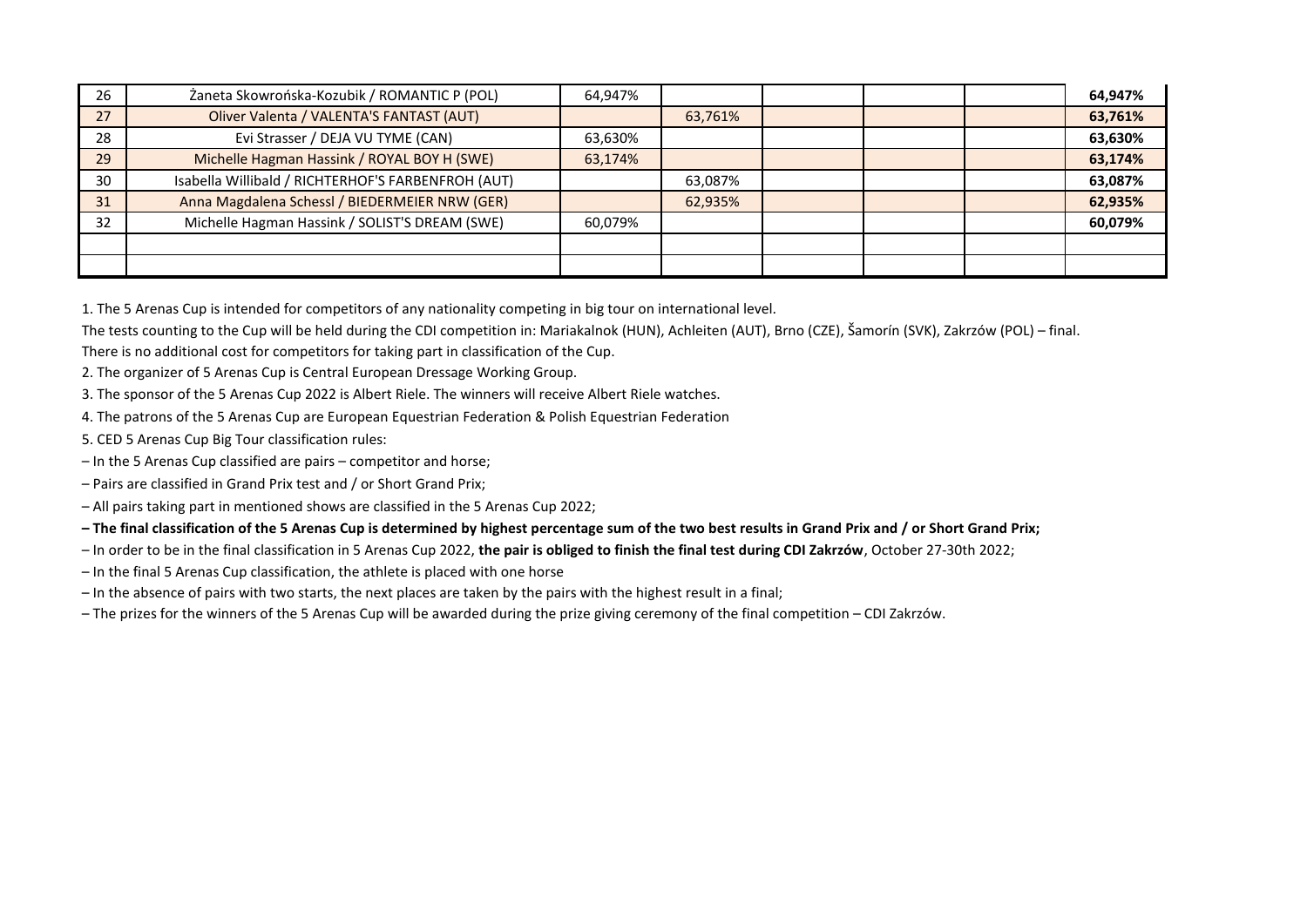| | | | | | | | |
|---|---|---|---|---|---|---|---|
| 26 | Żaneta Skowrońska-Kozubik / ROMANTIC P (POL) | 64,947% | | | | | **64,947%** |
| 27 | Oliver Valenta / VALENTA'S FANTAST (AUT) | | 63,761% | | | | **63,761%** |
| 28 | Evi Strasser / DEJA VU TYME (CAN) | 63,630% | | | | | **63,630%** |
| 29 | Michelle Hagman Hassink / ROYAL BOY H (SWE) | 63,174% | | | | | **63,174%** |
| 30 | Isabella Willibald / RICHTERHOF'S FARBENFROH (AUT) | | 63,087% | | | | **63,087%** |
| 31 | Anna Magdalena Schessl / BIEDERMEIER NRW (GER) | | 62,935% | | | | **62,935%** |
| 32 | Michelle Hagman Hassink / SOLIST'S DREAM (SWE) | 60,079% | | | | | **60,079%** |
| | | | | | | | |
| | | | | | | | |

1. The 5 Arenas Cup is intended for competitors of any nationality competing in big tour on international level.

The tests counting to the Cup will be held during the CDI competition in: Mariakalnok (HUN), Achleiten (AUT), Brno (CZE), Šamorín (SVK), Zakrzów (POL) – final.

There is no additional cost for competitors for taking part in classification of the Cup.

2. The organizer of 5 Arenas Cup is Central European Dressage Working Group.

3. The sponsor of the 5 Arenas Cup 2022 is Albert Riele. The winners will receive Albert Riele watches.

4. The patrons of the 5 Arenas Cup are European Equestrian Federation & Polish Equestrian Federation

5. CED 5 Arenas Cup Big Tour classification rules:

– In the 5 Arenas Cup classified are pairs – competitor and horse;

– Pairs are classified in Grand Prix test and / or Short Grand Prix;

– All pairs taking part in mentioned shows are classified in the 5 Arenas Cup 2022;

**– The final classification of the 5 Arenas Cup is determined by highest percentage sum of the two best results in Grand Prix and / or Short Grand Prix;**

– In order to be in the final classification in 5 Arenas Cup 2022, **the pair is obliged to finish the final test during CDI Zakrzów**, October 27-30th 2022;

– In the final 5 Arenas Cup classification, the athlete is placed with one horse

– In the absence of pairs with two starts, the next places are taken by the pairs with the highest result in a final;

– The prizes for the winners of the 5 Arenas Cup will be awarded during the prize giving ceremony of the final competition – CDI Zakrzów.